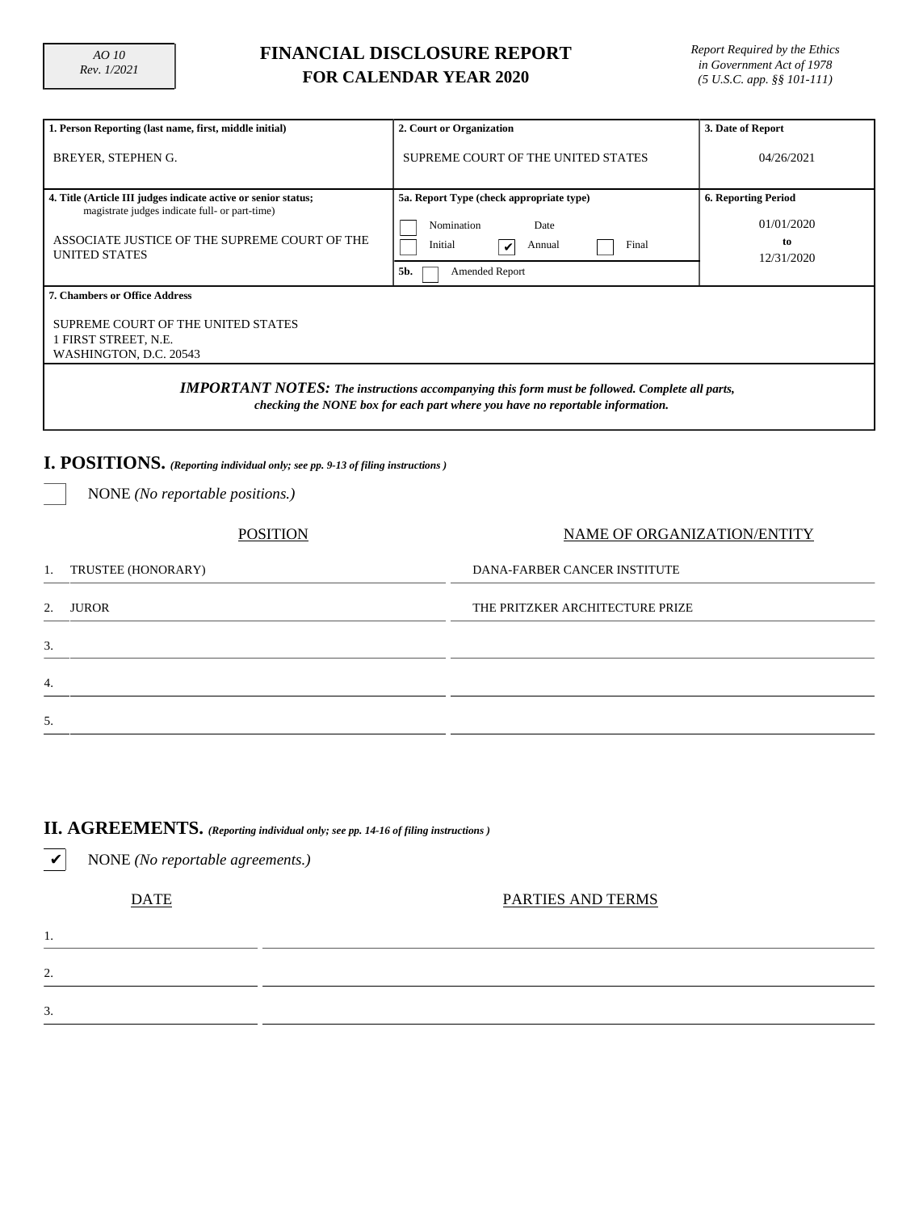AO 10
Rev. 1/2021

# FINANCIAL DISCLOSURE REPORT
## FOR CALENDAR YEAR 2020

*Report Required by the Ethics in Government Act of 1978 (5 U.S.C. app. §§ 101-111)*

| | | |
|---|---|---|
| **1. Person Reporting (last name, first, middle initial)**<br>BREYER, STEPHEN G. | **2. Court or Organization**<br>SUPREME COURT OF THE UNITED STATES | **3. Date of Report**<br>04/26/2021 |
| **4. Title (Article III judges indicate active or senior status; magistrate judges indicate full- or part-time)**<br>ASSOCIATE JUSTICE OF THE SUPREME COURT OF THE UNITED STATES | **5a. Report Type (check appropriate type)**<br>☐ Nomination Date<br>☐ Initial ☑ Annual ☐ Final<br>**5b.** ☐ Amended Report | **6. Reporting Period**<br>01/01/2020<br>to<br>12/31/2020 |
| **7. Chambers or Office Address**<br>SUPREME COURT OF THE UNITED STATES<br>1 FIRST STREET, N.E.<br>WASHINGTON, D.C. 20543 | | |

***IMPORTANT NOTES:*** ***The instructions accompanying this form must be followed. Complete all parts, checking the NONE box for each part where you have no reportable information.***

## I. POSITIONS. *(Reporting individual only; see pp. 9-13 of filing instructions )*

☐ NONE *(No reportable positions.)*

| | POSITION | NAME OF ORGANIZATION/ENTITY |
|---|---|---|
| 1. | TRUSTEE (HONORARY) | DANA-FARBER CANCER INSTITUTE |
| 2. | JUROR | THE PRITZKER ARCHITECTURE PRIZE |
| 3. | | |
| 4. | | |
| 5. | | |

## II. AGREEMENTS. *(Reporting individual only; see pp. 14-16 of filing instructions )*

☑ NONE *(No reportable agreements.)*

| | DATE | PARTIES AND TERMS |
|---|---|---|
| 1. | | |
| 2. | | |
| 3. | | |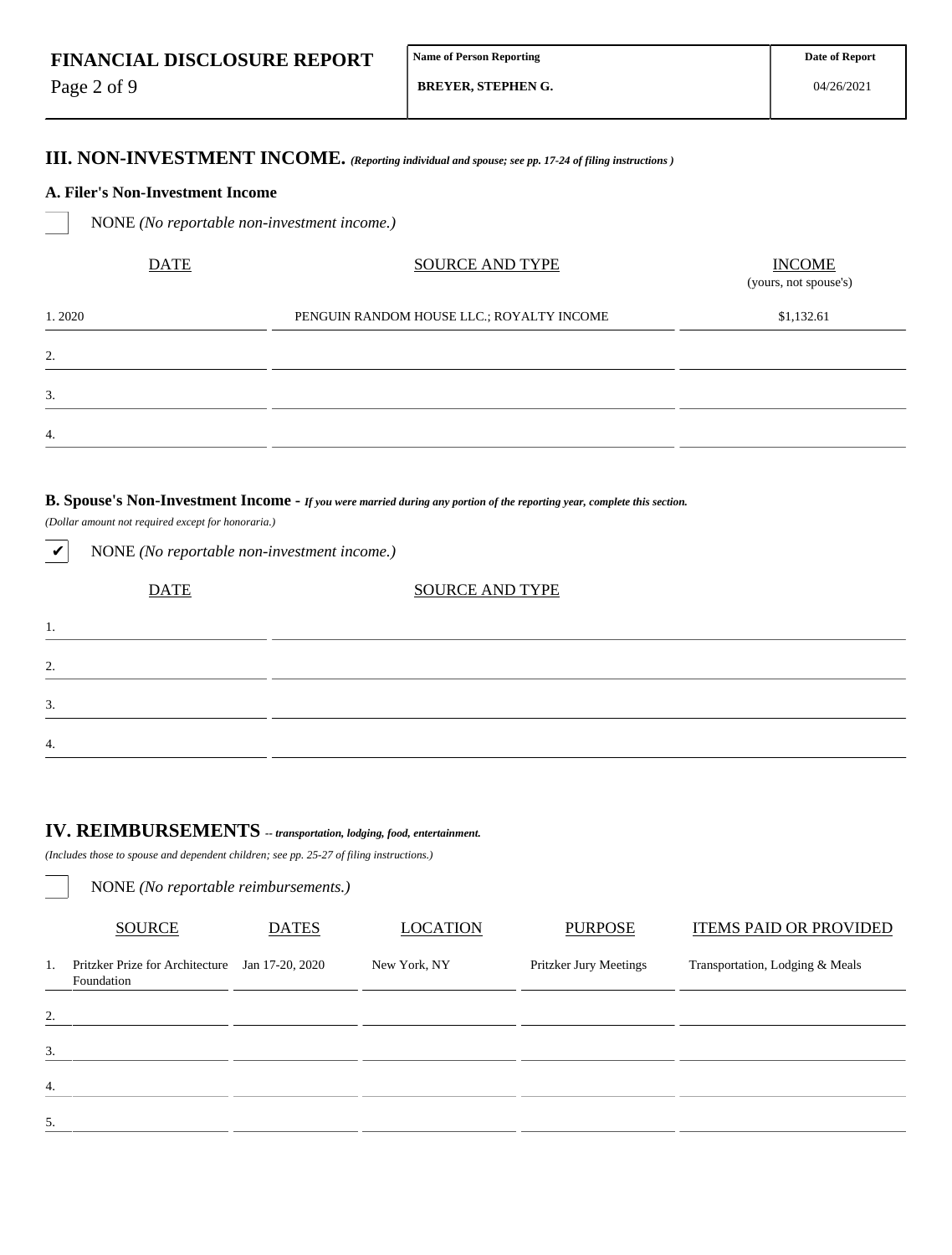**FINANCIAL DISCLOSURE REPORT**

| Name of Person Reporting | Date of Report |
|---|---|
| BREYER, STEPHEN G. | 04/26/2021 |

## III. NON-INVESTMENT INCOME. *(Reporting individual and spouse; see pp. 17-24 of filing instructions )*

### A. Filer's Non-Investment Income

☐ NONE *(No reportable non-investment income.)*

| | DATE | SOURCE AND TYPE | INCOME (yours, not spouse's) |
|---|---|---|---|
| 1. | 2020 | PENGUIN RANDOM HOUSE LLC.; ROYALTY INCOME | $1,132.61 |
| 2. | | | |
| 3. | | | |
| 4. | | | |

### B. Spouse's Non-Investment Income - *If you were married during any portion of the reporting year, complete this section.*

*(Dollar amount not required except for honoraria.)*

☑ NONE *(No reportable non-investment income.)*

| | DATE | SOURCE AND TYPE |
|---|---|---|
| 1. | | |
| 2. | | |
| 3. | | |
| 4. | | |

## IV. REIMBURSEMENTS *-- transportation, lodging, food, entertainment.*

*(Includes those to spouse and dependent children; see pp. 25-27 of filing instructions.)*

☐ NONE *(No reportable reimbursements.)*

| | SOURCE | DATES | LOCATION | PURPOSE | ITEMS PAID OR PROVIDED |
|---|---|---|---|---|---|
| 1. | Pritzker Prize for Architecture Foundation | Jan 17-20, 2020 | New York, NY | Pritzker Jury Meetings | Transportation, Lodging & Meals |
| 2. | | | | | |
| 3. | | | | | |
| 4. | | | | | |
| 5. | | | | | |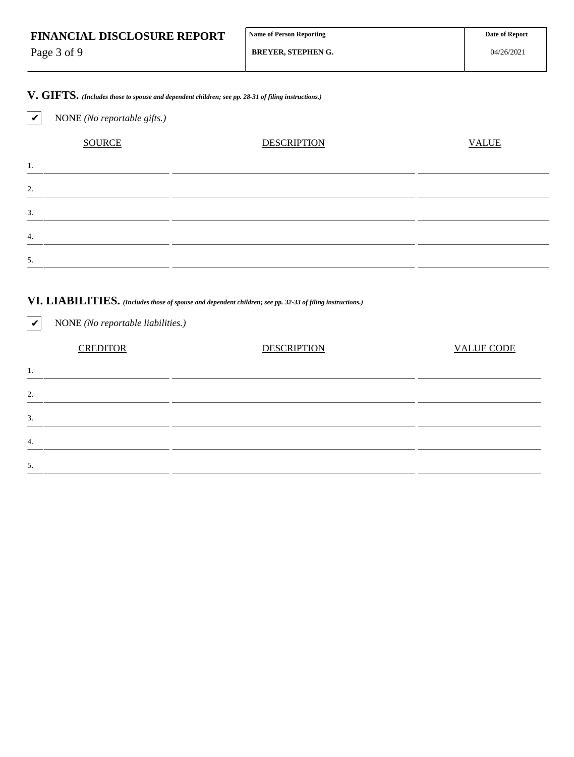**FINANCIAL DISCLOSURE REPORT**

| Name of Person Reporting | Date of Report |
|---|---|
| BREYER, STEPHEN G. | 04/26/2021 |

## V. GIFTS. *(Includes those to spouse and dependent children; see pp. 28-31 of filing instructions.)*

✔ NONE *(No reportable gifts.)*

| | SOURCE | DESCRIPTION | VALUE |
|---|---|---|---|
| 1. | | | |
| 2. | | | |
| 3. | | | |
| 4. | | | |
| 5. | | | |

## VI. LIABILITIES. *(Includes those of spouse and dependent children; see pp. 32-33 of filing instructions.)*

✔ NONE *(No reportable liabilities.)*

| | CREDITOR | DESCRIPTION | VALUE CODE |
|---|---|---|---|
| 1. | | | |
| 2. | | | |
| 3. | | | |
| 4. | | | |
| 5. | | | |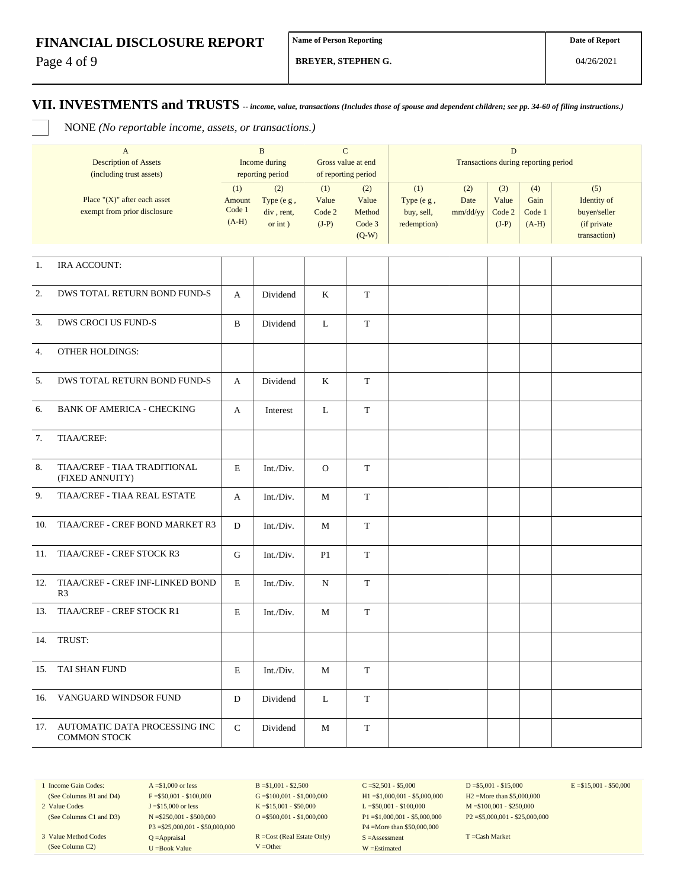# FINANCIAL DISCLOSURE REPORT

| Name of Person Reporting | Date of Report |
|---|---|
| BREYER, STEPHEN G. | 04/26/2021 |

## VII. INVESTMENTS and TRUSTS *-- income, value, transactions (Includes those of spouse and dependent children; see pp. 34-60 of filing instructions.)*

☐ NONE *(No reportable income, assets, or transactions.)*

| | A | B | | C | | D | | | | |
|---|---|---|---|---|---|---|---|---|---|---|
| | Description of Assets (including trust assets) | Income during reporting period | | Gross value at end of reporting period | | Transactions during reporting period | | | | |
| | Place "(X)" after each asset exempt from prior disclosure | (1) Amount Code 1 (A-H) | (2) Type (e g , div , rent, or int ) | (1) Value Code 2 (J-P) | (2) Value Method Code 3 (Q-W) | (1) Type (e g , buy, sell, redemption) | (2) Date mm/dd/yy | (3) Value Code 2 (J-P) | (4) Gain Code 1 (A-H) | (5) Identity of buyer/seller (if private transaction) |
| 1. | IRA ACCOUNT: | | | | | | | | | |
| 2. | DWS TOTAL RETURN BOND FUND-S | A | Dividend | K | T | | | | | |
| 3. | DWS CROCI US FUND-S | B | Dividend | L | T | | | | | |
| 4. | OTHER HOLDINGS: | | | | | | | | | |
| 5. | DWS TOTAL RETURN BOND FUND-S | A | Dividend | K | T | | | | | |
| 6. | BANK OF AMERICA - CHECKING | A | Interest | L | T | | | | | |
| 7. | TIAA/CREF: | | | | | | | | | |
| 8. | TIAA/CREF - TIAA TRADITIONAL (FIXED ANNUITY) | E | Int./Div. | O | T | | | | | |
| 9. | TIAA/CREF - TIAA REAL ESTATE | A | Int./Div. | M | T | | | | | |
| 10. | TIAA/CREF - CREF BOND MARKET R3 | D | Int./Div. | M | T | | | | | |
| 11. | TIAA/CREF - CREF STOCK R3 | G | Int./Div. | P1 | T | | | | | |
| 12. | TIAA/CREF - CREF INF-LINKED BOND R3 | E | Int./Div. | N | T | | | | | |
| 13. | TIAA/CREF - CREF STOCK R1 | E | Int./Div. | M | T | | | | | |
| 14. | TRUST: | | | | | | | | | |
| 15. | TAI SHAN FUND | E | Int./Div. | M | T | | | | | |
| 16. | VANGUARD WINDSOR FUND | D | Dividend | L | T | | | | | |
| 17. | AUTOMATIC DATA PROCESSING INC COMMON STOCK | C | Dividend | M | T | | | | | |

| | | | | | |
|---|---|---|---|---|---|
| 1 Income Gain Codes: (See Columns B1 and D4) | A =$1,000 or less | B =$1,001 - $2,500 | C =$2,501 - $5,000 | D =$5,001 - $15,000 | E =$15,001 - $50,000 |
| | F =$50,001 - $100,000 | G =$100,001 - $1,000,000 | H1 =$1,000,001 - $5,000,000 | H2 =More than $5,000,000 | |
| 2 Value Codes (See Columns C1 and D3) | J =$15,000 or less | K =$15,001 - $50,000 | L =$50,001 - $100,000 | M =$100,001 - $250,000 | |
| | N =$250,001 - $500,000 | O =$500,001 - $1,000,000 | P1 =$1,000,001 - $5,000,000 | P2 =$5,000,001 - $25,000,000 | |
| | P3 =$25,000,001 - $50,000,000 | | P4 =More than $50,000,000 | | |
| 3 Value Method Codes (See Column C2) | Q =Appraisal | R =Cost (Real Estate Only) | S =Assessment | T =Cash Market | |
| | U =Book Value | V =Other | W =Estimated | | |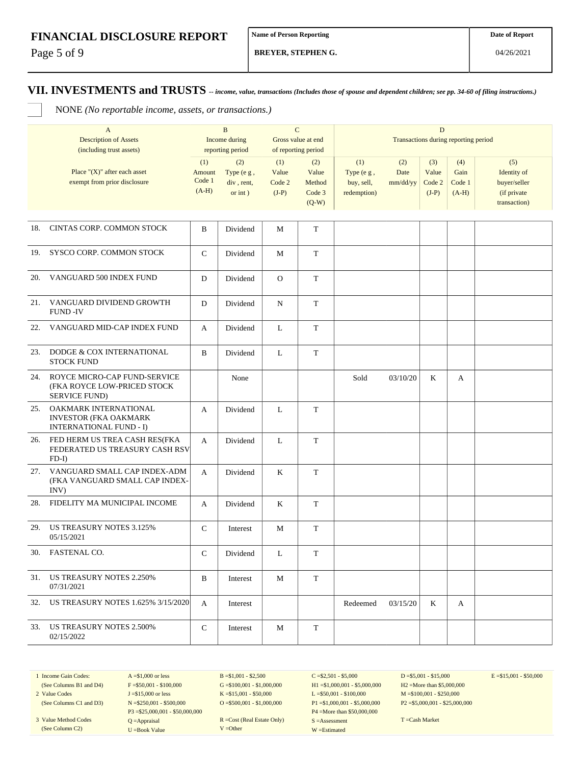# FINANCIAL DISCLOSURE REPORT

| Name of Person Reporting | Date of Report |
|---|---|
| BREYER, STEPHEN G. | 04/26/2021 |

## VII. INVESTMENTS and TRUSTS *-- income, value, transactions (Includes those of spouse and dependent children; see pp. 34-60 of filing instructions.)*

☐ NONE *(No reportable income, assets, or transactions.)*

| | A Description of Assets (including trust assets) | B Income during reporting period | | C Gross value at end of reporting period | | D Transactions during reporting period | | | | |
|---|---|---|---|---|---|---|---|---|---|---|
| | Place "(X)" after each asset exempt from prior disclosure | (1) Amount Code 1 (A-H) | (2) Type (e g , div , rent, or int ) | (1) Value Code 2 (J-P) | (2) Value Method Code 3 (Q-W) | (1) Type (e g , buy, sell, redemption) | (2) Date mm/dd/yy | (3) Value Code 2 (J-P) | (4) Gain Code 1 (A-H) | (5) Identity of buyer/seller (if private transaction) |
| 18. | CINTAS CORP. COMMON STOCK | B | Dividend | M | T | | | | | |
| 19. | SYSCO CORP. COMMON STOCK | C | Dividend | M | T | | | | | |
| 20. | VANGUARD 500 INDEX FUND | D | Dividend | O | T | | | | | |
| 21. | VANGUARD DIVIDEND GROWTH FUND -IV | D | Dividend | N | T | | | | | |
| 22. | VANGUARD MID-CAP INDEX FUND | A | Dividend | L | T | | | | | |
| 23. | DODGE & COX INTERNATIONAL STOCK FUND | B | Dividend | L | T | | | | | |
| 24. | ROYCE MICRO-CAP FUND-SERVICE (FKA ROYCE LOW-PRICED STOCK SERVICE FUND) | | None | | | Sold | 03/10/20 | K | A | |
| 25. | OAKMARK INTERNATIONAL INVESTOR (FKA OAKMARK INTERNATIONAL FUND - I) | A | Dividend | L | T | | | | | |
| 26. | FED HERM US TREA CASH RES(FKA FEDERATED US TREASURY CASH RSV FD-I) | A | Dividend | L | T | | | | | |
| 27. | VANGUARD SMALL CAP INDEX-ADM (FKA VANGUARD SMALL CAP INDEX-INV) | A | Dividend | K | T | | | | | |
| 28. | FIDELITY MA MUNICIPAL INCOME | A | Dividend | K | T | | | | | |
| 29. | US TREASURY NOTES 3.125% 05/15/2021 | C | Interest | M | T | | | | | |
| 30. | FASTENAL CO. | C | Dividend | L | T | | | | | |
| 31. | US TREASURY NOTES 2.250% 07/31/2021 | B | Interest | M | T | | | | | |
| 32. | US TREASURY NOTES 1.625% 3/15/2020 | A | Interest | | | Redeemed | 03/15/20 | K | A | |
| 33. | US TREASURY NOTES 2.500% 02/15/2022 | C | Interest | M | T | | | | | |

| | | | | | |
|---|---|---|---|---|---|
| 1 Income Gain Codes: (See Columns B1 and D4) | A =$1,000 or less | B =$1,001 - $2,500 | C =$2,501 - $5,000 | D =$5,001 - $15,000 | E =$15,001 - $50,000 |
| | F =$50,001 - $100,000 | G =$100,001 - $1,000,000 | H1 =$1,000,001 - $5,000,000 | H2 =More than $5,000,000 | |
| 2 Value Codes (See Columns C1 and D3) | J =$15,000 or less | K =$15,001 - $50,000 | L =$50,001 - $100,000 | M =$100,001 - $250,000 | |
| | N =$250,001 - $500,000 | O =$500,001 - $1,000,000 | P1 =$1,000,001 - $5,000,000 | P2 =$5,000,001 - $25,000,000 | |
| | P3 =$25,000,001 - $50,000,000 | | P4 =More than $50,000,000 | | |
| 3 Value Method Codes (See Column C2) | Q =Appraisal | R =Cost (Real Estate Only) | S =Assessment | T =Cash Market | |
| | U =Book Value | V =Other | W =Estimated | | |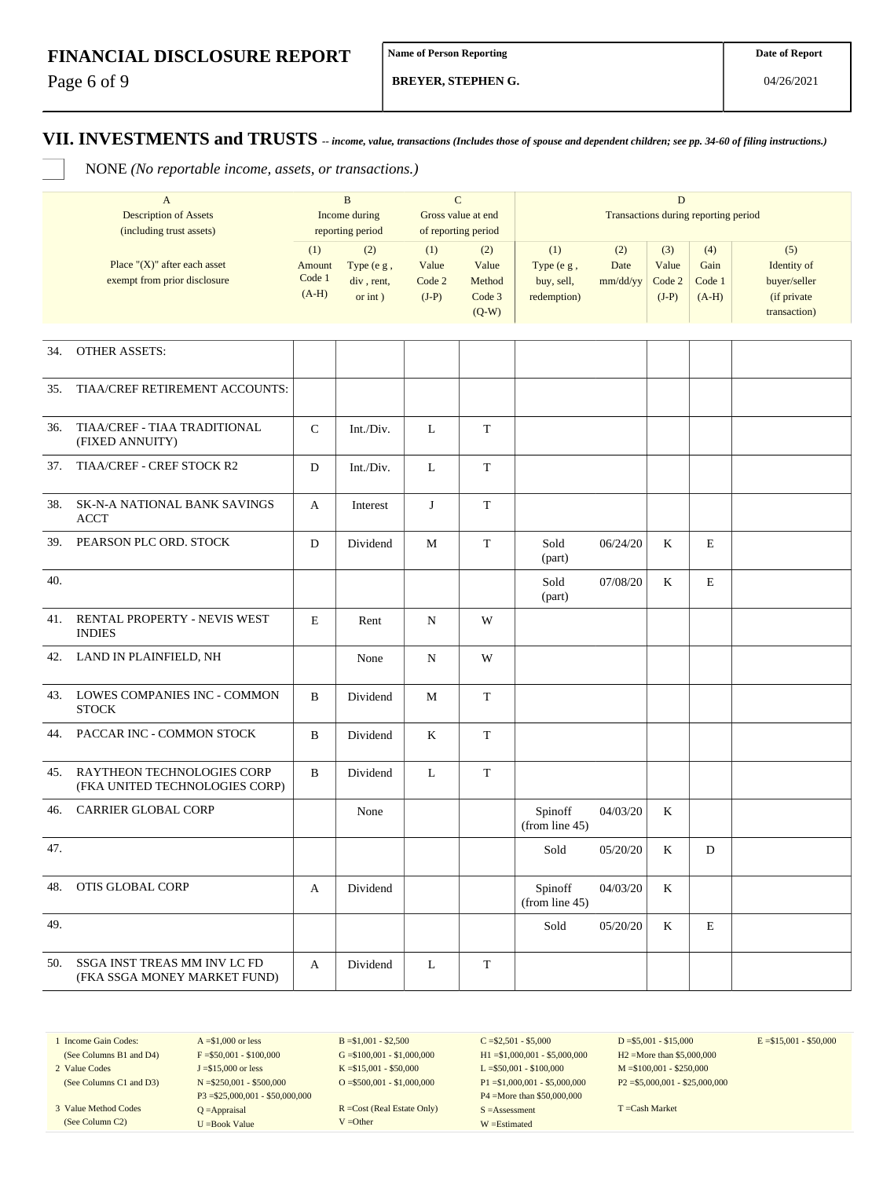# FINANCIAL DISCLOSURE REPORT

| Name of Person Reporting | Date of Report |
| --- | --- |
| BREYER, STEPHEN G. | 04/26/2021 |

## VII. INVESTMENTS and TRUSTS -- *income, value, transactions (Includes those of spouse and dependent children; see pp. 34-60 of filing instructions.)*

☐ NONE *(No reportable income, assets, or transactions.)*

| | A<br>Description of Assets<br>(including trust assets) | B<br>Income during<br>reporting period | | C<br>Gross value at end<br>of reporting period | | D<br>Transactions during reporting period | | | | |
| --- | --- | --- | --- | --- | --- | --- | --- | --- | --- | --- |
| | Place "(X)" after each asset exempt from prior disclosure | (1)<br>Amount<br>Code 1<br>(A-H) | (2)<br>Type (e g ,<br>div , rent,<br>or int ) | (1)<br>Value<br>Code 2<br>(J-P) | (2)<br>Value<br>Method<br>Code 3<br>(Q-W) | (1)<br>Type (e g ,<br>buy, sell,<br>redemption) | (2)<br>Date<br>mm/dd/yy | (3)<br>Value<br>Code 2<br>(J-P) | (4)<br>Gain<br>Code 1<br>(A-H) | (5)<br>Identity of<br>buyer/seller<br>(if private<br>transaction) |
| 34. | OTHER ASSETS: | | | | | | | | | |
| 35. | TIAA/CREF RETIREMENT ACCOUNTS: | | | | | | | | | |
| 36. | TIAA/CREF - TIAA TRADITIONAL (FIXED ANNUITY) | C | Int./Div. | L | T | | | | | |
| 37. | TIAA/CREF - CREF STOCK R2 | D | Int./Div. | L | T | | | | | |
| 38. | SK-N-A NATIONAL BANK SAVINGS ACCT | A | Interest | J | T | | | | | |
| 39. | PEARSON PLC ORD. STOCK | D | Dividend | M | T | Sold (part) | 06/24/20 | K | E | |
| 40. | | | | | | Sold (part) | 07/08/20 | K | E | |
| 41. | RENTAL PROPERTY - NEVIS WEST INDIES | E | Rent | N | W | | | | | |
| 42. | LAND IN PLAINFIELD, NH | | None | N | W | | | | | |
| 43. | LOWES COMPANIES INC - COMMON STOCK | B | Dividend | M | T | | | | | |
| 44. | PACCAR INC - COMMON STOCK | B | Dividend | K | T | | | | | |
| 45. | RAYTHEON TECHNOLOGIES CORP (FKA UNITED TECHNOLOGIES CORP) | B | Dividend | L | T | | | | | |
| 46. | CARRIER GLOBAL CORP | | None | | | Spinoff (from line 45) | 04/03/20 | K | | |
| 47. | | | | | | Sold | 05/20/20 | K | D | |
| 48. | OTIS GLOBAL CORP | A | Dividend | | | Spinoff (from line 45) | 04/03/20 | K | | |
| 49. | | | | | | Sold | 05/20/20 | K | E | |
| 50. | SSGA INST TREAS MM INV LC FD (FKA SSGA MONEY MARKET FUND) | A | Dividend | L | T | | | | | |

| | | | | | |
| --- | --- | --- | --- | --- | --- |
| 1 Income Gain Codes: (See Columns B1 and D4) | A =$1,000 or less<br>F =$50,001 - $100,000 | B =$1,001 - $2,500<br>G =$100,001 - $1,000,000 | C =$2,501 - $5,000<br>H1 =$1,000,001 - $5,000,000 | D =$5,001 - $15,000<br>H2 =More than $5,000,000 | E =$15,001 - $50,000 |
| 2 Value Codes (See Columns C1 and D3) | J =$15,000 or less<br>N =$250,001 - $500,000<br>P3 =$25,000,001 - $50,000,000 | K =$15,001 - $50,000<br>O =$500,001 - $1,000,000 | L =$50,001 - $100,000<br>P1 =$1,000,001 - $5,000,000<br>P4 =More than $50,000,000 | M =$100,001 - $250,000<br>P2 =$5,000,001 - $25,000,000 | |
| 3 Value Method Codes (See Column C2) | Q =Appraisal<br>U =Book Value | R =Cost (Real Estate Only)<br>V =Other | S =Assessment<br>W =Estimated | T =Cash Market | |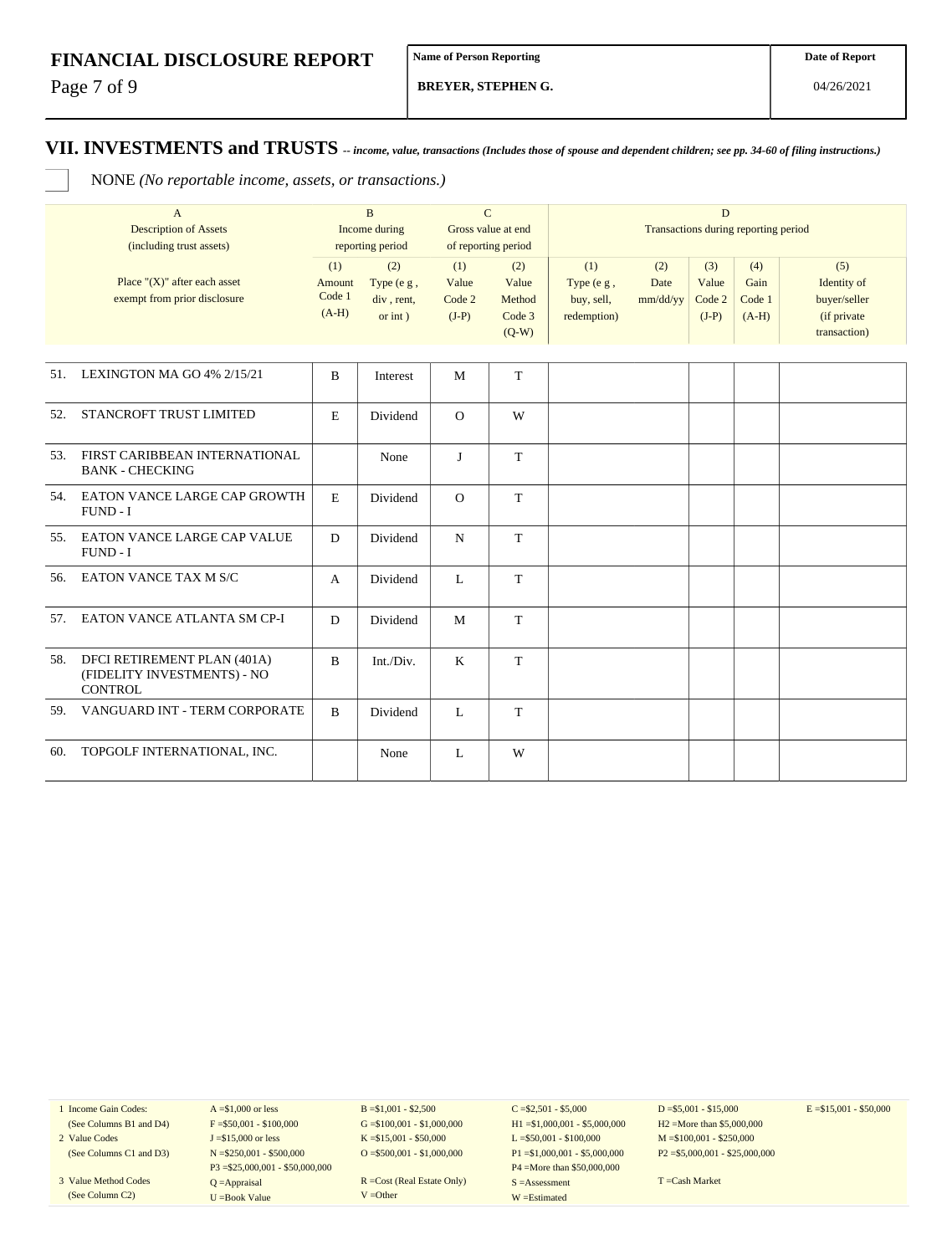**FINANCIAL DISCLOSURE REPORT**

| Name of Person Reporting | Date of Report |
|---|---|
| BREYER, STEPHEN G. | 04/26/2021 |

## VII. INVESTMENTS and TRUSTS -- *income, value, transactions (Includes those of spouse and dependent children; see pp. 34-60 of filing instructions.)*

☐ NONE *(No reportable income, assets, or transactions.)*

| | A<br>Description of Assets<br>(including trust assets) | B<br>Income during<br>reporting period | | C<br>Gross value at end<br>of reporting period | | D<br>Transactions during reporting period | | | | |
|---|---|---|---|---|---|---|---|---|---|---|
| | Place "(X)" after each asset exempt from prior disclosure | (1)<br>Amount<br>Code 1<br>(A-H) | (2)<br>Type (e g ,<br>div , rent,<br>or int ) | (1)<br>Value<br>Code 2<br>(J-P) | (2)<br>Value<br>Method<br>Code 3<br>(Q-W) | (1)<br>Type (e g ,<br>buy, sell,<br>redemption) | (2)<br>Date<br>mm/dd/yy | (3)<br>Value<br>Code 2<br>(J-P) | (4)<br>Gain<br>Code 1<br>(A-H) | (5)<br>Identity of<br>buyer/seller<br>(if private<br>transaction) |
| 51. | LEXINGTON MA GO 4% 2/15/21 | B | Interest | M | T | | | | | |
| 52. | STANCROFT TRUST LIMITED | E | Dividend | O | W | | | | | |
| 53. | FIRST CARIBBEAN INTERNATIONAL BANK - CHECKING | | None | J | T | | | | | |
| 54. | EATON VANCE LARGE CAP GROWTH FUND - I | E | Dividend | O | T | | | | | |
| 55. | EATON VANCE LARGE CAP VALUE FUND - I | D | Dividend | N | T | | | | | |
| 56. | EATON VANCE TAX M S/C | A | Dividend | L | T | | | | | |
| 57. | EATON VANCE ATLANTA SM CP-I | D | Dividend | M | T | | | | | |
| 58. | DFCI RETIREMENT PLAN (401A) (FIDELITY INVESTMENTS) - NO CONTROL | B | Int./Div. | K | T | | | | | |
| 59. | VANGUARD INT - TERM CORPORATE | B | Dividend | L | T | | | | | |
| 60. | TOPGOLF INTERNATIONAL, INC. | | None | L | W | | | | | |

| | | | | | |
|---|---|---|---|---|---|
| 1 Income Gain Codes:<br>(See Columns B1 and D4) | A =$1,000 or less<br>F =$50,001 - $100,000 | B =$1,001 - $2,500<br>G =$100,001 - $1,000,000 | C =$2,501 - $5,000<br>H1 =$1,000,001 - $5,000,000 | D =$5,001 - $15,000<br>H2 =More than $5,000,000 | E =$15,001 - $50,000 |
| 2 Value Codes<br>(See Columns C1 and D3) | J =$15,000 or less<br>N =$250,001 - $500,000<br>P3 =$25,000,001 - $50,000,000 | K =$15,001 - $50,000<br>O =$500,001 - $1,000,000 | L =$50,001 - $100,000<br>P1 =$1,000,001 - $5,000,000<br>P4 =More than $50,000,000 | M =$100,001 - $250,000<br>P2 =$5,000,001 - $25,000,000 | |
| 3 Value Method Codes<br>(See Column C2) | Q =Appraisal<br>U =Book Value | R =Cost (Real Estate Only)<br>V =Other | S =Assessment<br>W =Estimated | T =Cash Market | |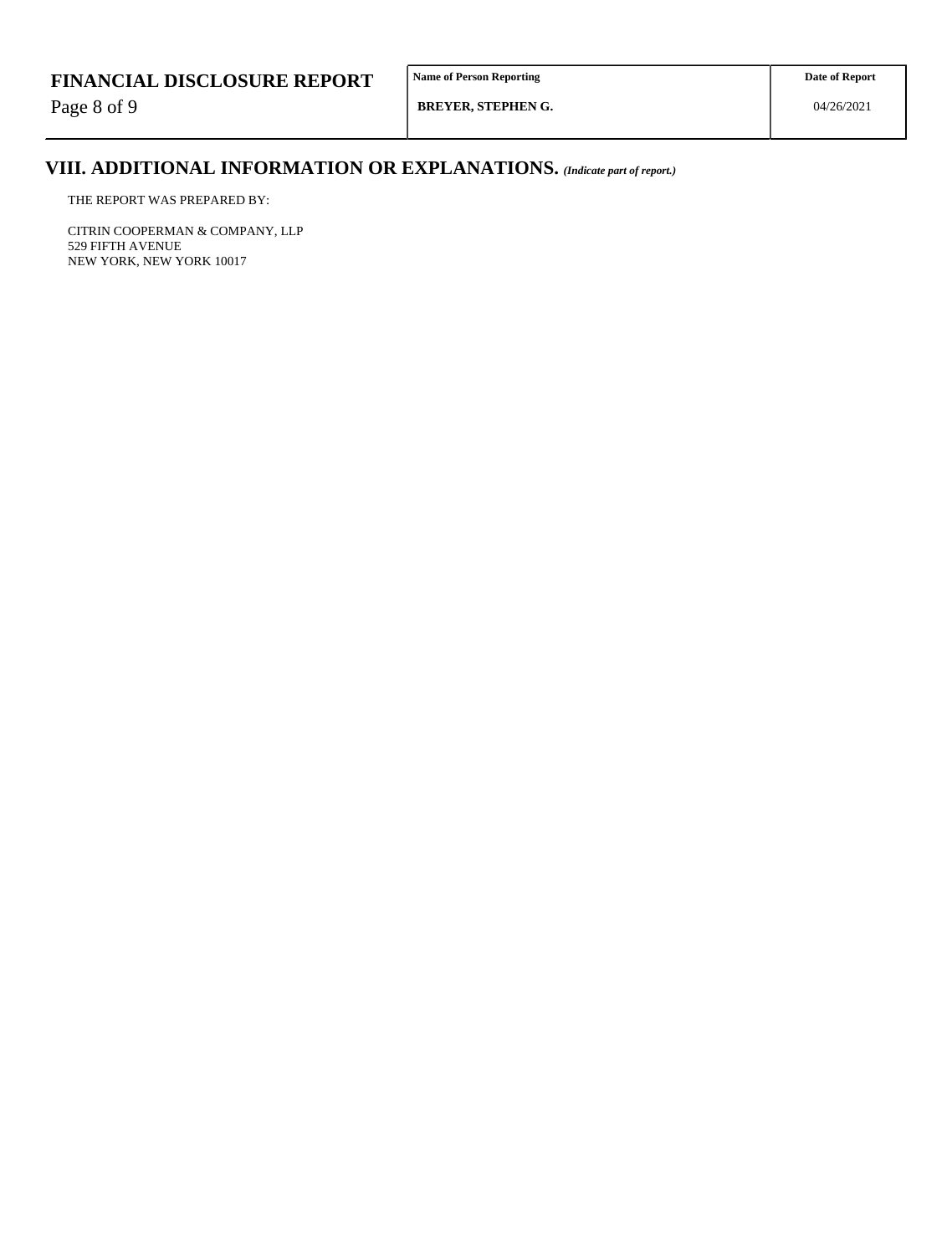## VIII. ADDITIONAL INFORMATION OR EXPLANATIONS. *(Indicate part of report.)*

THE REPORT WAS PREPARED BY:

CITRIN COOPERMAN & COMPANY, LLP
529 FIFTH AVENUE
NEW YORK, NEW YORK 10017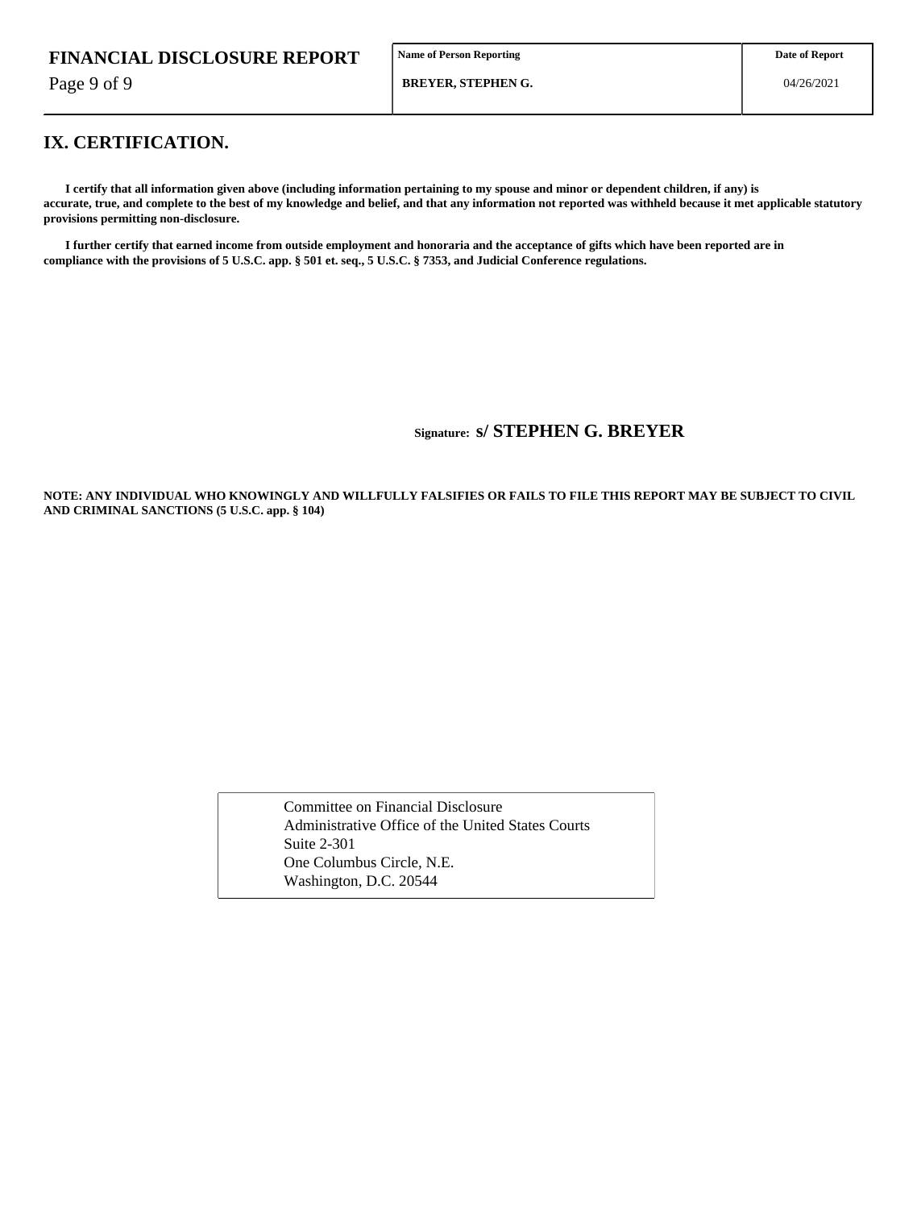**FINANCIAL DISCLOSURE REPORT**

| Name of Person Reporting | Date of Report |
| --- | --- |
| BREYER, STEPHEN G. | 04/26/2021 |

## IX. CERTIFICATION.

**I certify that all information given above (including information pertaining to my spouse and minor or dependent children, if any) is accurate, true, and complete to the best of my knowledge and belief, and that any information not reported was withheld because it met applicable statutory provisions permitting non-disclosure.**

**I further certify that earned income from outside employment and honoraria and the acceptance of gifts which have been reported are in compliance with the provisions of 5 U.S.C. app. § 501 et. seq., 5 U.S.C. § 7353, and Judicial Conference regulations.**

**Signature: S/ STEPHEN G. BREYER**

**NOTE: ANY INDIVIDUAL WHO KNOWINGLY AND WILLFULLY FALSIFIES OR FAILS TO FILE THIS REPORT MAY BE SUBJECT TO CIVIL AND CRIMINAL SANCTIONS (5 U.S.C. app. § 104)**

Committee on Financial Disclosure
Administrative Office of the United States Courts
Suite 2-301
One Columbus Circle, N.E.
Washington, D.C. 20544